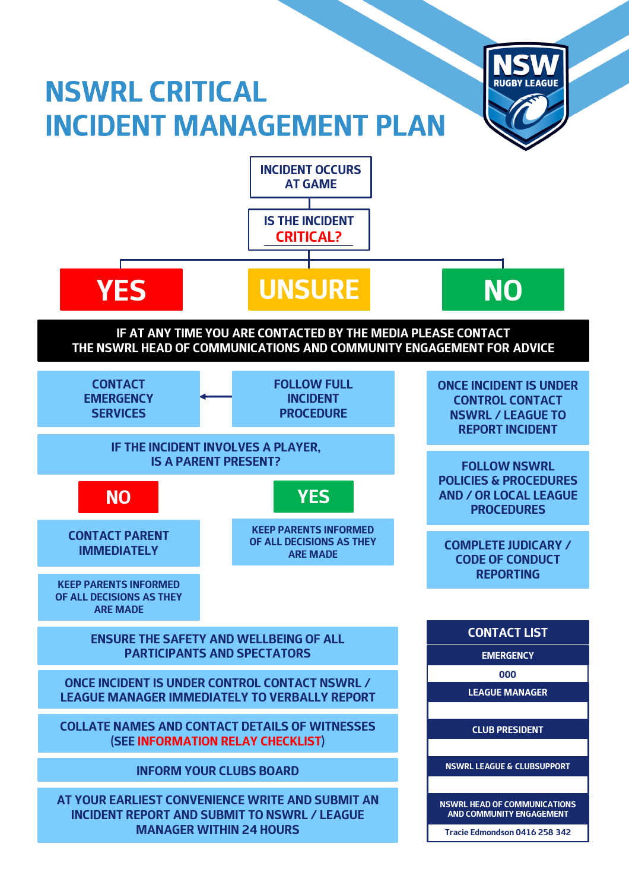# NSWRL CRITICAL INCIDENT MANAGEMENT PLAN

**INCIDENT OCCURS AT GAME**

**IS THE INCIDENT CRITICAL?**

**YES** | **UNSURE** | **NO**

**IF AT ANY TIME YOU ARE CONTACTED BY THE MEDIA PLEASE CONTACT THE NSWRL HEAD OF COMMUNICATIONS AND COMMUNITY ENGAGEMENT FOR ADVICE**

## YES / UNSURE

- FOLLOW FULL INCIDENT PROCEDURE → CONTACT EMERGENCY SERVICES
- IF THE INCIDENT INVOLVES A PLAYER, IS A PARENT PRESENT?
  - **NO**
    - CONTACT PARENT IMMEDIATELY
    - KEEP PARENTS INFORMED OF ALL DECISIONS AS THEY ARE MADE
  - **YES**
    - KEEP PARENTS INFORMED OF ALL DECISIONS AS THEY ARE MADE
- ENSURE THE SAFETY AND WELLBEING OF ALL PARTICIPANTS AND SPECTATORS
- ONCE INCIDENT IS UNDER CONTROL CONTACT NSWRL / LEAGUE MANAGER IMMEDIATELY TO VERBALLY REPORT
- COLLATE NAMES AND CONTACT DETAILS OF WITNESSES (SEE INFORMATION RELAY CHECKLIST)
- INFORM YOUR CLUBS BOARD
- AT YOUR EARLIEST CONVENIENCE WRITE AND SUBMIT AN INCIDENT REPORT AND SUBMIT TO NSWRL / LEAGUE MANAGER WITHIN 24 HOURS

## NO

- ONCE INCIDENT IS UNDER CONTROL CONTACT NSWRL / LEAGUE TO REPORT INCIDENT
- FOLLOW NSWRL POLICIES & PROCEDURES AND / OR LOCAL LEAGUE PROCEDURES
- COMPLETE JUDICARY / CODE OF CONDUCT REPORTING

## CONTACT LIST

| CONTACT LIST |
|---|
| **EMERGENCY** |
| 000 |
| **LEAGUE MANAGER** |
| |
| **CLUB PRESIDENT** |
| |
| **NSWRL LEAGUE & CLUBSUPPORT** |
| |
| **NSWRL HEAD OF COMMUNICATIONS AND COMMUNITY ENGAGEMENT** |
| Tracie Edmondson 0416 258 342 |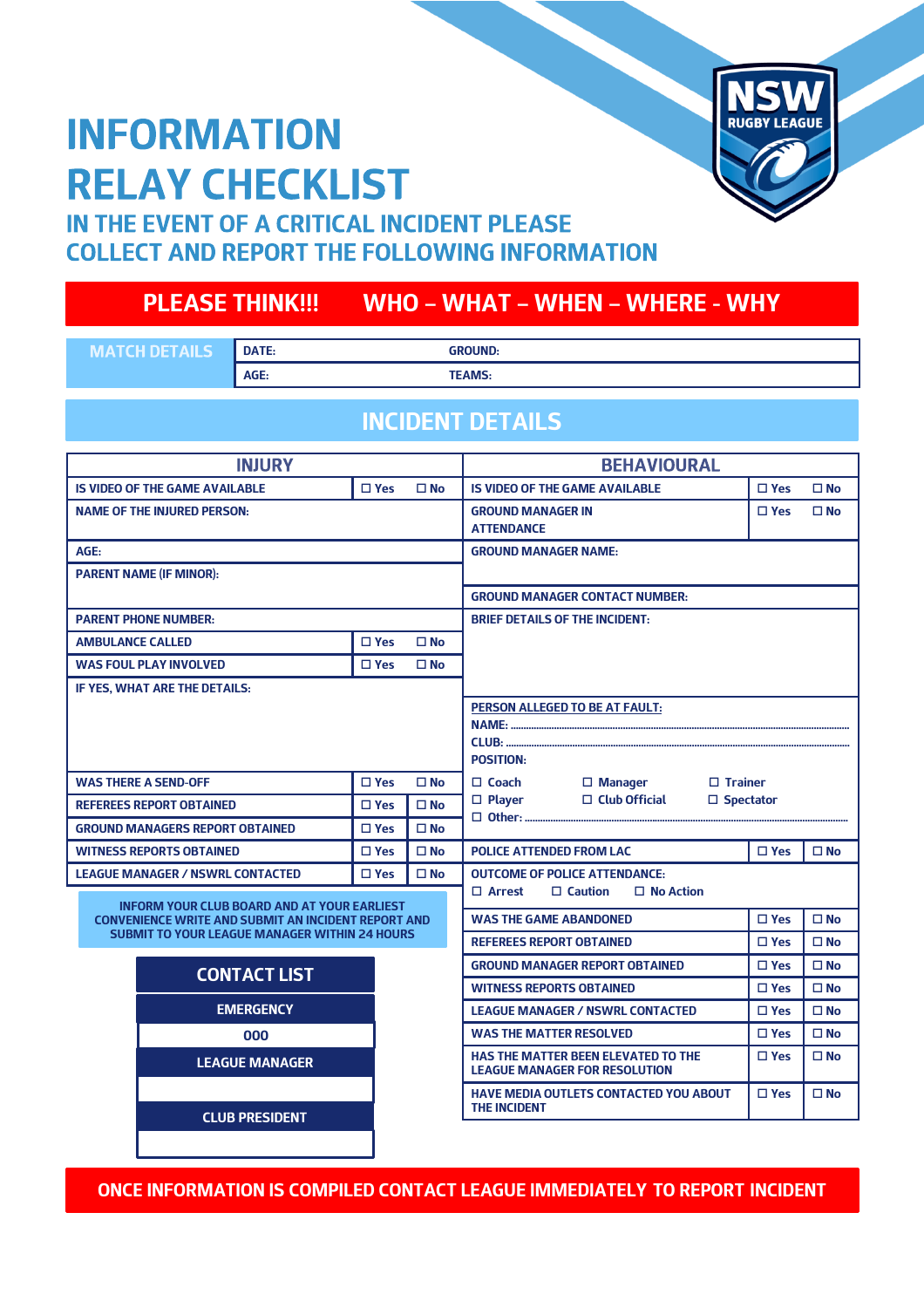# INFORMATION RELAY CHECKLIST

## IN THE EVENT OF A CRITICAL INCIDENT PLEASE COLLECT AND REPORT THE FOLLOWING INFORMATION

**PLEASE THINK!!! WHO – WHAT – WHEN – WHERE - WHY**

| MATCH DETAILS | DATE: | GROUND: |
|---|---|---|
| | AGE: | TEAMS: |

## INCIDENT DETAILS

### INJURY

| | | |
|---|---|---|
| IS VIDEO OF THE GAME AVAILABLE | ☐ Yes | ☐ No |
| NAME OF THE INJURED PERSON: | | |
| AGE: | | |
| PARENT NAME (IF MINOR): | | |
| PARENT PHONE NUMBER: | | |
| AMBULANCE CALLED | ☐ Yes | ☐ No |
| WAS FOUL PLAY INVOLVED | ☐ Yes | ☐ No |
| IF YES, WHAT ARE THE DETAILS: | | |
| WAS THERE A SEND-OFF | ☐ Yes | ☐ No |
| REFEREES REPORT OBTAINED | ☐ Yes | ☐ No |
| GROUND MANAGERS REPORT OBTAINED | ☐ Yes | ☐ No |
| WITNESS REPORTS OBTAINED | ☐ Yes | ☐ No |
| LEAGUE MANAGER / NSWRL CONTACTED | ☐ Yes | ☐ No |

INFORM YOUR CLUB BOARD AND AT YOUR EARLIEST CONVENIENCE WRITE AND SUBMIT AN INCIDENT REPORT AND SUBMIT TO YOUR LEAGUE MANAGER WITHIN 24 HOURS

### BEHAVIOURAL

| | | |
|---|---|---|
| IS VIDEO OF THE GAME AVAILABLE | ☐ Yes | ☐ No |
| GROUND MANAGER IN ATTENDANCE | ☐ Yes | ☐ No |
| GROUND MANAGER NAME: | | |
| GROUND MANAGER CONTACT NUMBER: | | |
| BRIEF DETAILS OF THE INCIDENT: | | |
| PERSON ALLEGED TO BE AT FAULT:<br>NAME: ..........<br>CLUB: ..........<br>POSITION:<br>☐ Coach ☐ Manager ☐ Trainer<br>☐ Player ☐ Club Official ☐ Spectator<br>☐ Other: .......... | | |
| POLICE ATTENDED FROM LAC | ☐ Yes | ☐ No |
| OUTCOME OF POLICE ATTENDANCE:<br>☐ Arrest ☐ Caution ☐ No Action | | |
| WAS THE GAME ABANDONED | ☐ Yes | ☐ No |
| REFEREES REPORT OBTAINED | ☐ Yes | ☐ No |
| GROUND MANAGER REPORT OBTAINED | ☐ Yes | ☐ No |
| WITNESS REPORTS OBTAINED | ☐ Yes | ☐ No |
| LEAGUE MANAGER / NSWRL CONTACTED | ☐ Yes | ☐ No |
| WAS THE MATTER RESOLVED | ☐ Yes | ☐ No |
| HAS THE MATTER BEEN ELEVATED TO THE LEAGUE MANAGER FOR RESOLUTION | ☐ Yes | ☐ No |
| HAVE MEDIA OUTLETS CONTACTED YOU ABOUT THE INCIDENT | ☐ Yes | ☐ No |

### CONTACT LIST

| CONTACT LIST |
|---|
| EMERGENCY |
| 000 |
| LEAGUE MANAGER |
| |
| CLUB PRESIDENT |
| |

**ONCE INFORMATION IS COMPILED CONTACT LEAGUE IMMEDIATELY TO REPORT INCIDENT**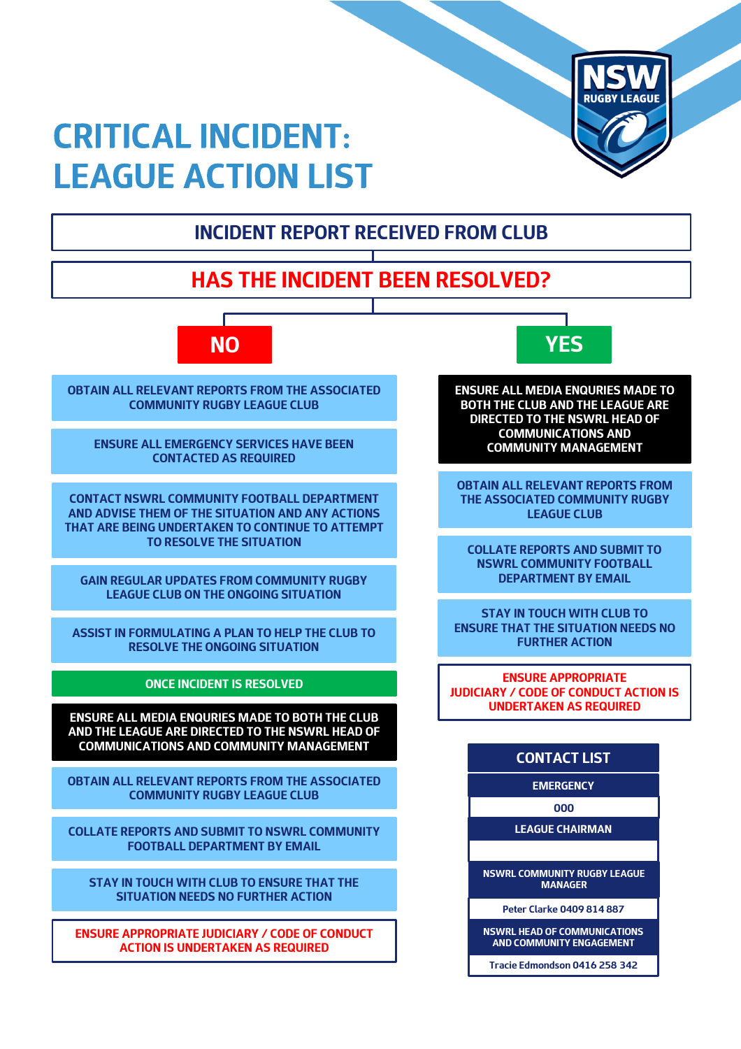# CRITICAL INCIDENT: LEAGUE ACTION LIST

**INCIDENT REPORT RECEIVED FROM CLUB**

**HAS THE INCIDENT BEEN RESOLVED?**

## NO

- OBTAIN ALL RELEVANT REPORTS FROM THE ASSOCIATED COMMUNITY RUGBY LEAGUE CLUB
- ENSURE ALL EMERGENCY SERVICES HAVE BEEN CONTACTED AS REQUIRED
- CONTACT NSWRL COMMUNITY FOOTBALL DEPARTMENT AND ADVISE THEM OF THE SITUATION AND ANY ACTIONS THAT ARE BEING UNDERTAKEN TO CONTINUE TO ATTEMPT TO RESOLVE THE SITUATION
- GAIN REGULAR UPDATES FROM COMMUNITY RUGBY LEAGUE CLUB ON THE ONGOING SITUATION
- ASSIST IN FORMULATING A PLAN TO HELP THE CLUB TO RESOLVE THE ONGOING SITUATION

**ONCE INCIDENT IS RESOLVED**

- ENSURE ALL MEDIA ENQURIES MADE TO BOTH THE CLUB AND THE LEAGUE ARE DIRECTED TO THE NSWRL HEAD OF COMMUNICATIONS AND COMMUNITY MANAGEMENT
- OBTAIN ALL RELEVANT REPORTS FROM THE ASSOCIATED COMMUNITY RUGBY LEAGUE CLUB
- COLLATE REPORTS AND SUBMIT TO NSWRL COMMUNITY FOOTBALL DEPARTMENT BY EMAIL
- STAY IN TOUCH WITH CLUB TO ENSURE THAT THE SITUATION NEEDS NO FURTHER ACTION
- ENSURE APPROPRIATE JUDICIARY / CODE OF CONDUCT ACTION IS UNDERTAKEN AS REQUIRED

## YES

- ENSURE ALL MEDIA ENQURIES MADE TO BOTH THE CLUB AND THE LEAGUE ARE DIRECTED TO THE NSWRL HEAD OF COMMUNICATIONS AND COMMUNITY MANAGEMENT
- OBTAIN ALL RELEVANT REPORTS FROM THE ASSOCIATED COMMUNITY RUGBY LEAGUE CLUB
- COLLATE REPORTS AND SUBMIT TO NSWRL COMMUNITY FOOTBALL DEPARTMENT BY EMAIL
- STAY IN TOUCH WITH CLUB TO ENSURE THAT THE SITUATION NEEDS NO FURTHER ACTION
- ENSURE APPROPRIATE JUDICIARY / CODE OF CONDUCT ACTION IS UNDERTAKEN AS REQUIRED

## CONTACT LIST

| CONTACT LIST |
| --- |
| EMERGENCY |
| 000 |
| LEAGUE CHAIRMAN |
| |
| NSWRL COMMUNITY RUGBY LEAGUE MANAGER |
| Peter Clarke 0409 814 887 |
| NSWRL HEAD OF COMMUNICATIONS AND COMMUNITY ENGAGEMENT |
| Tracie Edmondson 0416 258 342 |